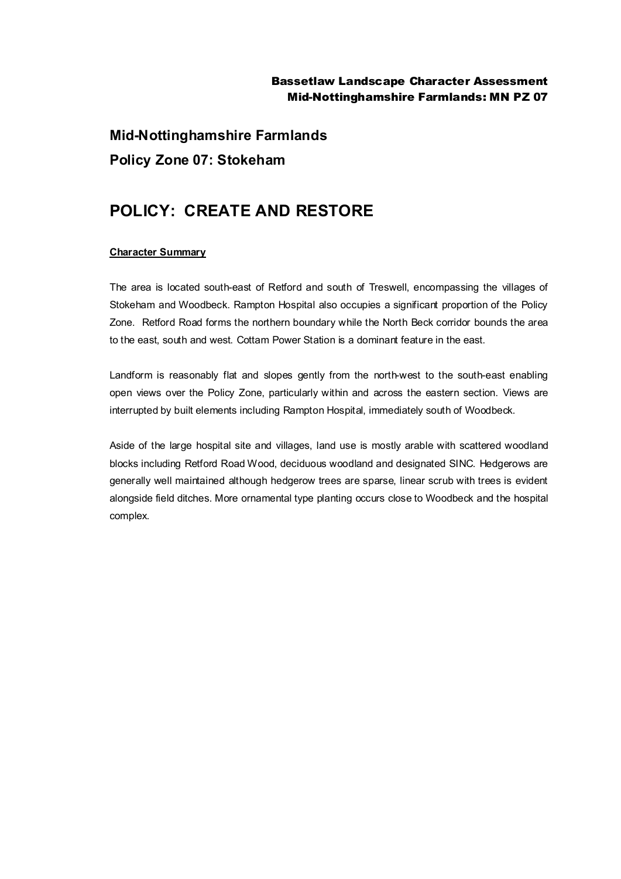# Mid-Nottinghamshire Farmlands

## Policy Zone 07: Stokeham

# POLICY: CREATE AND RESTORE

**Character Summary**

The area is located south-east of Retford and south of Treswell, encompassing the villages of Stokeham and Woodbeck. Rampton Hospital also occupies a significant proportion of the Policy Zone. Retford Road forms the northern boundary while the North Beck corridor bounds the area to the east, south and west. Cottam Power Station is a dominant feature in the east.

Landform is reasonably flat and slopes gently from the north-west to the south-east enabling open views over the Policy Zone, particularly within and across the eastern section. Views are interrupted by built elements including Rampton Hospital, immediately south of Woodbeck.

Aside of the large hospital site and villages, land use is mostly arable with scattered woodland blocks including Retford Road Wood, deciduous woodland and designated SINC. Hedgerows are generally well maintained although hedgerow trees are sparse, linear scrub with trees is evident alongside field ditches. More ornamental type planting occurs close to Woodbeck and the hospital complex.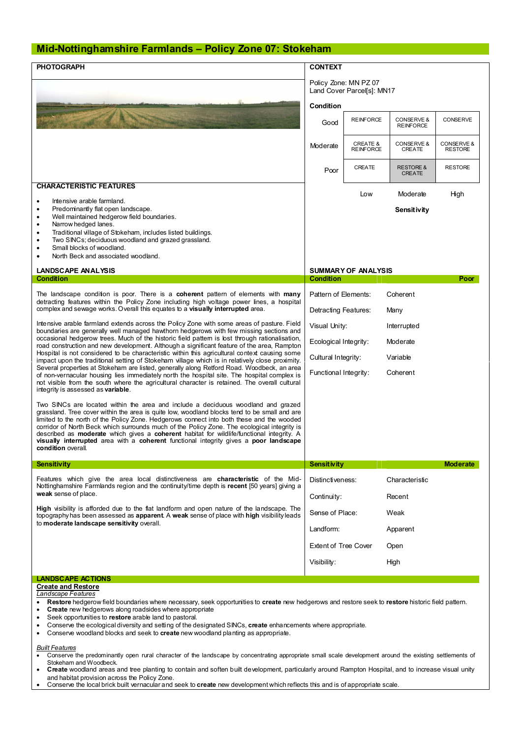# Mid-Nottinghamshire Farmlands – Policy Zone 07: Stokeham

## PHOTOGRAPH

## CONTEXT

Policy Zone: MN PZ 07
Land Cover Parcel[s]: MN17

**Condition**

| | | | |
|---|---|---|---|
| Good | REINFORCE | CONSERVE & REINFORCE | CONSERVE |
| Moderate | CREATE & REINFORCE | CONSERVE & CREATE | CONSERVE & RESTORE |
| Poor | CREATE | RESTORE & CREATE | RESTORE |
| | Low | Moderate | High |

**Sensitivity**

## CHARACTERISTIC FEATURES

- Intensive arable farmland.
- Predominantly flat open landscape.
- Well maintained hedgerow field boundaries.
- Narrow hedged lanes.
- Traditional village of Stokeham, includes listed buildings.
- Two SINCs; deciduous woodland and grazed grassland.
- Small blocks of woodland.
- North Beck and associated woodland.

## LANDSCAPE ANALYSIS

### Condition

The landscape condition is poor. There is a **coherent** pattern of elements with **many** detracting features within the Policy Zone including high voltage power lines, a hospital complex and sewage works. Overall this equates to a **visually interrupted** area.

Intensive arable farmland extends across the Policy Zone with some areas of pasture. Field boundaries are generally well managed hawthorn hedgerows with few missing sections and occasional hedgerow trees. Much of the historic field pattern is lost through rationalisation, road construction and new development. Although a significant feature of the area, Rampton Hospital is not considered to be characteristic within this agricultural context causing some impact upon the traditional setting of Stokeham village which is in relatively close proximity. Several properties at Stokeham are listed, generally along Retford Road. Woodbeck, an area of non-vernacular housing lies immediately north the hospital site. The hospital complex is not visible from the south where the agricultural character is retained. The overall cultural integrity is assessed as **variable**.

Two SINCs are located within the area and include a deciduous woodland and grazed grassland. Tree cover within the area is quite low, woodland blocks tend to be small and are limited to the north of the Policy Zone. Hedgerows connect into both these and the wooded corridor of North Beck which surrounds much of the Policy Zone. The ecological integrity is described as **moderate** which gives a **coherent** habitat for wildlife/functional integrity. A **visually interrupted** area with a **coherent** functional integrity gives a **poor landscape condition** overall.

## SUMMARY OF ANALYSIS

| Condition | Poor |
|---|---|
| Pattern of Elements: | Coherent |
| Detracting Features: | Many |
| Visual Unity: | Interrupted |
| Ecological Integrity: | Moderate |
| Cultural Integrity: | Variable |
| Functional Integrity: | Coherent |

### Sensitivity

Features which give the area local distinctiveness are **characteristic** of the Mid-Nottinghamshire Farmlands region and the continuity/time depth is **recent** [50 years] giving a **weak** sense of place.

**High** visibility is afforded due to the flat landform and open nature of the landscape. The topography has been assessed as **apparent**. A **weak** sense of place with **high** visibility leads to **moderate landscape sensitivity** overall.

| Sensitivity | Moderate |
|---|---|
| Distinctiveness: | Characteristic |
| Continuity: | Recent |
| Sense of Place: | Weak |
| Landform: | Apparent |
| Extent of Tree Cover | Open |
| Visibility: | High |

## LANDSCAPE ACTIONS

**Create and Restore**

*Landscape Features*

- **Restore** hedgerow field boundaries where necessary, seek opportunities to **create** new hedgerows and restore seek to **restore** historic field pattern.
- **Create** new hedgerows along roadsides where appropriate
- Seek opportunities to **restore** arable land to pastoral.
- Conserve the ecological diversity and setting of the designated SINCs, **create** enhancements where appropriate.
- Conserve woodland blocks and seek to **create** new woodland planting as appropriate.

*Built Features*

- Conserve the predominantly open rural character of the landscape by concentrating appropriate small scale development around the existing settlements of Stokeham and Woodbeck.
- **Create** woodland areas and tree planting to contain and soften built development, particularly around Rampton Hospital, and to increase visual unity and habitat provision across the Policy Zone.
- Conserve the local brick built vernacular and seek to **create** new development which reflects this and is of appropriate scale.